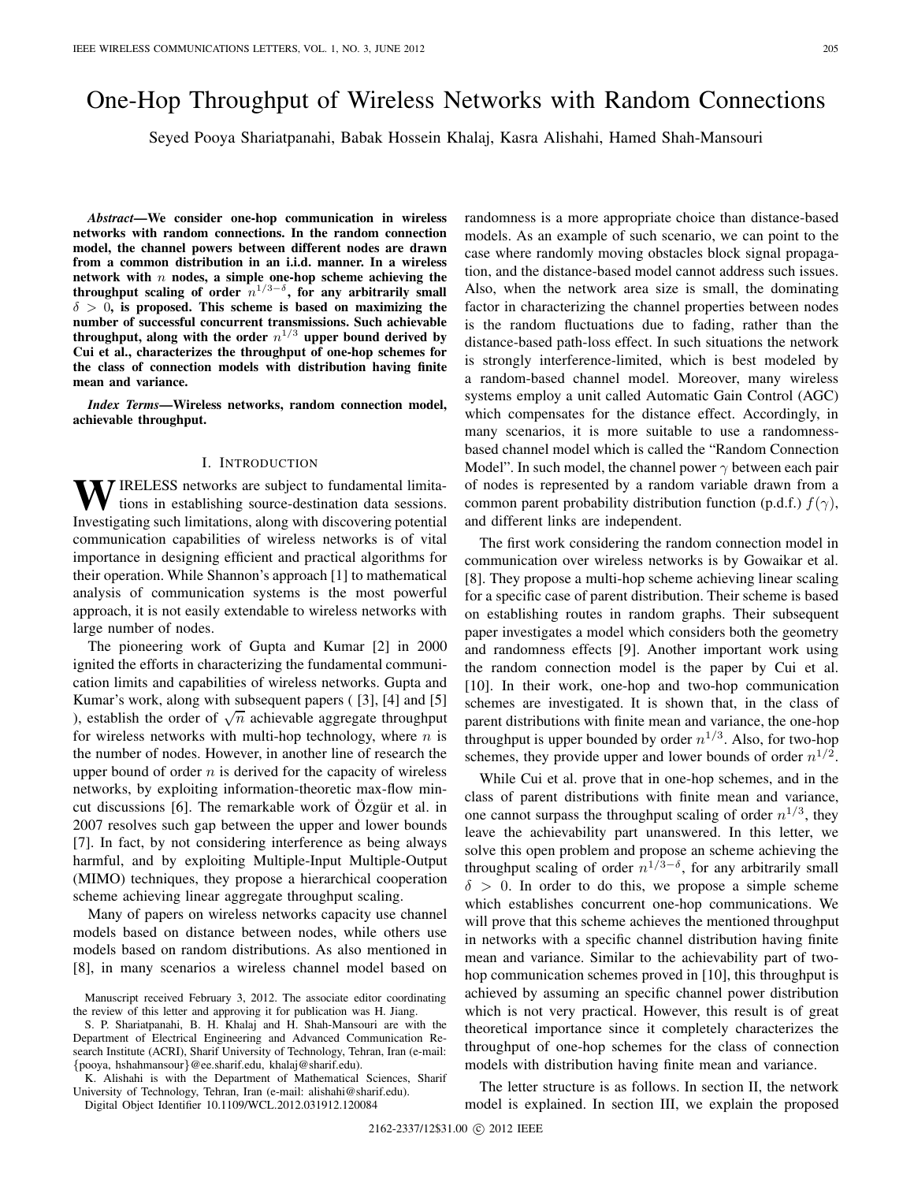# One-Hop Throughput of Wireless Networks with Random Connections

Seyed Pooya Shariatpanahi, Babak Hossein Khalaj, Kasra Alishahi, Hamed Shah-Mansouri

***Abstract*—We consider one-hop communication in wireless networks with random connections. In the random connection model, the channel powers between different nodes are drawn from a common distribution in an i.i.d. manner. In a wireless network with $n$ nodes, a simple one-hop scheme achieving the throughput scaling of order $n^{1/3-\delta}$, for any arbitrarily small $\delta > 0$, is proposed. This scheme is based on maximizing the number of successful concurrent transmissions. Such achievable throughput, along with the order $n^{1/3}$ upper bound derived by Cui et al., characterizes the throughput of one-hop schemes for the class of connection models with distribution having finite mean and variance.**

***Index Terms*—Wireless networks, random connection model, achievable throughput.**

## I. Introduction

Wireless networks are subject to fundamental limitations in establishing source-destination data sessions. Investigating such limitations, along with discovering potential communication capabilities of wireless networks is of vital importance in designing efficient and practical algorithms for their operation. While Shannon's approach [1] to mathematical analysis of communication systems is the most powerful approach, it is not easily extendable to wireless networks with large number of nodes.

The pioneering work of Gupta and Kumar [2] in 2000 ignited the efforts in characterizing the fundamental communication limits and capabilities of wireless networks. Gupta and Kumar's work, along with subsequent papers ( [3], [4] and [5] ), establish the order of $\sqrt{n}$ achievable aggregate throughput for wireless networks with multi-hop technology, where $n$ is the number of nodes. However, in another line of research the upper bound of order $n$ is derived for the capacity of wireless networks, by exploiting information-theoretic max-flow min-cut discussions [6]. The remarkable work of Özgür et al. in 2007 resolves such gap between the upper and lower bounds [7]. In fact, by not considering interference as being always harmful, and by exploiting Multiple-Input Multiple-Output (MIMO) techniques, they propose a hierarchical cooperation scheme achieving linear aggregate throughput scaling.

Many of papers on wireless networks capacity use channel models based on distance between nodes, while others use models based on random distributions. As also mentioned in [8], in many scenarios a wireless channel model based on randomness is a more appropriate choice than distance-based models. As an example of such scenario, we can point to the case where randomly moving obstacles block signal propagation, and the distance-based model cannot address such issues. Also, when the network area size is small, the dominating factor in characterizing the channel properties between nodes is the random fluctuations due to fading, rather than the distance-based path-loss effect. In such situations the network is strongly interference-limited, which is best modeled by a random-based channel model. Moreover, many wireless systems employ a unit called Automatic Gain Control (AGC) which compensates for the distance effect. Accordingly, in many scenarios, it is more suitable to use a randomness-based channel model which is called the "Random Connection Model". In such model, the channel power $\gamma$ between each pair of nodes is represented by a random variable drawn from a common parent probability distribution function (p.d.f.) $f(\gamma)$, and different links are independent.

The first work considering the random connection model in communication over wireless networks is by Gowaikar et al. [8]. They propose a multi-hop scheme achieving linear scaling for a specific case of parent distribution. Their scheme is based on establishing routes in random graphs. Their subsequent paper investigates a model which considers both the geometry and randomness effects [9]. Another important work using the random connection model is the paper by Cui et al. [10]. In their work, one-hop and two-hop communication schemes are investigated. It is shown that, in the class of parent distributions with finite mean and variance, the one-hop throughput is upper bounded by order $n^{1/3}$. Also, for two-hop schemes, they provide upper and lower bounds of order $n^{1/2}$.

While Cui et al. prove that in one-hop schemes, and in the class of parent distributions with finite mean and variance, one cannot surpass the throughput scaling of order $n^{1/3}$, they leave the achievability part unanswered. In this letter, we solve this open problem and propose an scheme achieving the throughput scaling of order $n^{1/3-\delta}$, for any arbitrarily small $\delta > 0$. In order to do this, we propose a simple scheme which establishes concurrent one-hop communications. We will prove that this scheme achieves the mentioned throughput in networks with a specific channel distribution having finite mean and variance. Similar to the achievability part of two-hop communication schemes proved in [10], this throughput is achieved by assuming an specific channel power distribution which is not very practical. However, this result is of great theoretical importance since it completely characterizes the throughput of one-hop schemes for the class of connection models with distribution having finite mean and variance.

The letter structure is as follows. In section II, the network model is explained. In section III, we explain the proposed

Manuscript received February 3, 2012. The associate editor coordinating the review of this letter and approving it for publication was H. Jiang.

S. P. Shariatpanahi, B. H. Khalaj and H. Shah-Mansouri are with the Department of Electrical Engineering and Advanced Communication Research Institute (ACRI), Sharif University of Technology, Tehran, Iran (e-mail: {pooya, hshahmansour}@ee.sharif.edu, khalaj@sharif.edu).

K. Alishahi is with the Department of Mathematical Sciences, Sharif University of Technology, Tehran, Iran (e-mail: alishahi@sharif.edu).

Digital Object Identifier 10.1109/WCL.2012.031912.120084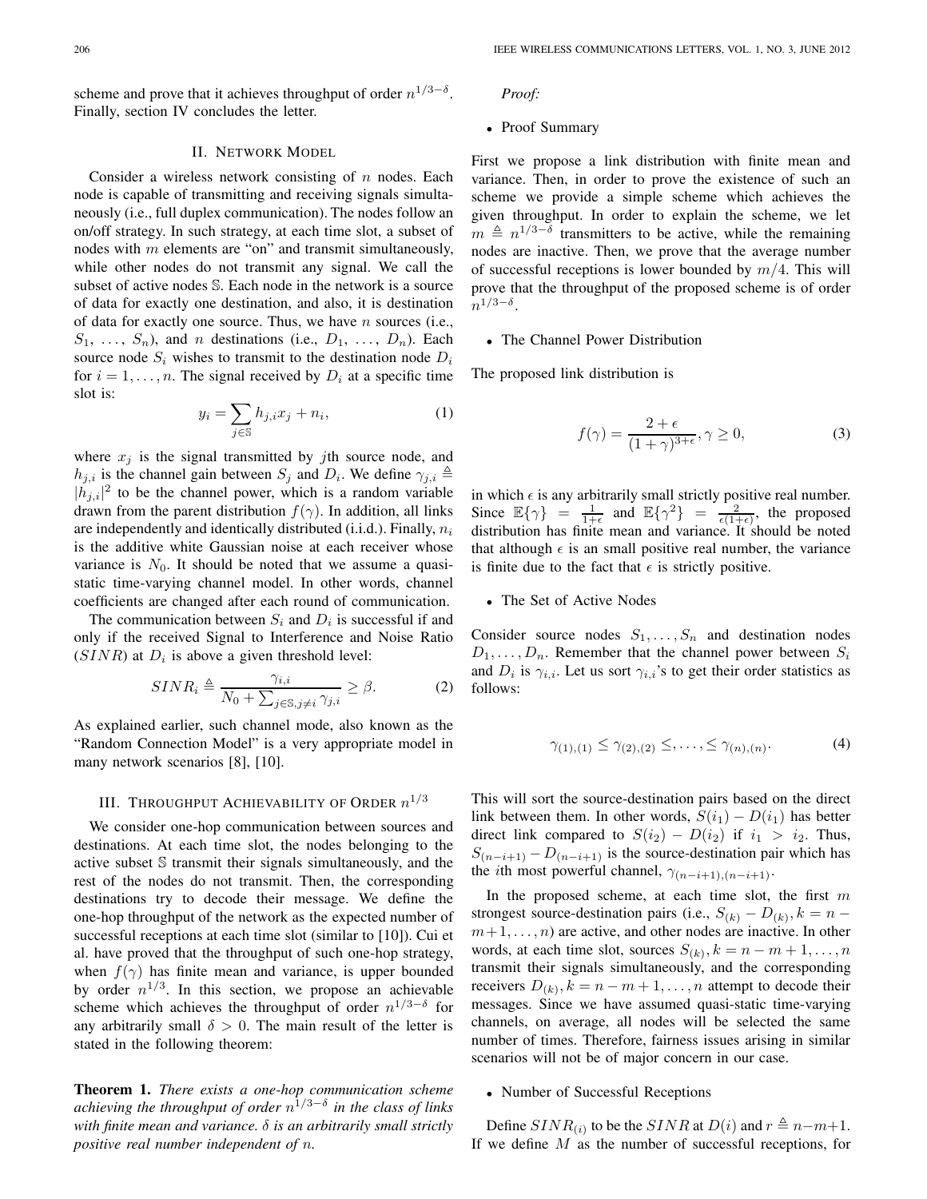scheme and prove that it achieves throughput of order $n^{1/3-\delta}$. Finally, section IV concludes the letter.

## II. Network Model

Consider a wireless network consisting of $n$ nodes. Each node is capable of transmitting and receiving signals simultaneously (i.e., full duplex communication). The nodes follow an on/off strategy. In such strategy, at each time slot, a subset of nodes with $m$ elements are "on" and transmit simultaneously, while other nodes do not transmit any signal. We call the subset of active nodes $\mathbb{S}$. Each node in the network is a source of data for exactly one destination, and also, it is destination of data for exactly one source. Thus, we have $n$ sources (i.e., $S_1, \ldots, S_n$), and $n$ destinations (i.e., $D_1, \ldots, D_n$). Each source node $S_i$ wishes to transmit to the destination node $D_i$ for $i = 1, \ldots, n$. The signal received by $D_i$ at a specific time slot is:

$$y_i = \sum_{j \in \mathbb{S}} h_{j,i} x_j + n_i, \tag{1}$$

where $x_j$ is the signal transmitted by $j$th source node, and $h_{j,i}$ is the channel gain between $S_j$ and $D_i$. We define $\gamma_{j,i} \triangleq |h_{j,i}|^2$ to be the channel power, which is a random variable drawn from the parent distribution $f(\gamma)$. In addition, all links are independently and identically distributed (i.i.d.). Finally, $n_i$ is the additive white Gaussian noise at each receiver whose variance is $N_0$. It should be noted that we assume a quasi-static time-varying channel model. In other words, channel coefficients are changed after each round of communication.

The communication between $S_i$ and $D_i$ is successful if and only if the received Signal to Interference and Noise Ratio ($SINR$) at $D_i$ is above a given threshold level:

$$SINR_i \triangleq \frac{\gamma_{i,i}}{N_0 + \sum_{j \in \mathbb{S}, j \neq i} \gamma_{j,i}} \geq \beta. \tag{2}$$

As explained earlier, such channel mode, also known as the "Random Connection Model" is a very appropriate model in many network scenarios [8], [10].

## III. Throughput Achievability of Order $n^{1/3}$

We consider one-hop communication between sources and destinations. At each time slot, the nodes belonging to the active subset $\mathbb{S}$ transmit their signals simultaneously, and the rest of the nodes do not transmit. Then, the corresponding destinations try to decode their message. We define the one-hop throughput of the network as the expected number of successful receptions at each time slot (similar to [10]). Cui et al. have proved that the throughput of such one-hop strategy, when $f(\gamma)$ has finite mean and variance, is upper bounded by order $n^{1/3}$. In this section, we propose an achievable scheme which achieves the throughput of order $n^{1/3-\delta}$ for any arbitrarily small $\delta > 0$. The main result of the letter is stated in the following theorem:

**Theorem 1.** *There exists a one-hop communication scheme achieving the throughput of order $n^{1/3-\delta}$ in the class of links with finite mean and variance. $\delta$ is an arbitrarily small strictly positive real number independent of $n$.*

*Proof:*

- Proof Summary

First we propose a link distribution with finite mean and variance. Then, in order to prove the existence of such an scheme we provide a simple scheme which achieves the given throughput. In order to explain the scheme, we let $m \triangleq n^{1/3-\delta}$ transmitters to be active, while the remaining nodes are inactive. Then, we prove that the average number of successful receptions is lower bounded by $m/4$. This will prove that the throughput of the proposed scheme is of order $n^{1/3-\delta}$.

- The Channel Power Distribution

The proposed link distribution is

$$f(\gamma) = \frac{2+\epsilon}{(1+\gamma)^{3+\epsilon}}, \gamma \geq 0, \tag{3}$$

in which $\epsilon$ is any arbitrarily small strictly positive real number. Since $\mathbb{E}\{\gamma\} = \frac{1}{1+\epsilon}$ and $\mathbb{E}\{\gamma^2\} = \frac{2}{\epsilon(1+\epsilon)}$, the proposed distribution has finite mean and variance. It should be noted that although $\epsilon$ is an small positive real number, the variance is finite due to the fact that $\epsilon$ is strictly positive.

- The Set of Active Nodes

Consider source nodes $S_1, \ldots, S_n$ and destination nodes $D_1, \ldots, D_n$. Remember that the channel power between $S_i$ and $D_i$ is $\gamma_{i,i}$. Let us sort $\gamma_{i,i}$'s to get their order statistics as follows:

$$\gamma_{(1),(1)} \leq \gamma_{(2),(2)} \leq, \ldots, \leq \gamma_{(n),(n)}. \tag{4}$$

This will sort the source-destination pairs based on the direct link between them. In other words, $S(i_1) - D(i_1)$ has better direct link compared to $S(i_2) - D(i_2)$ if $i_1 > i_2$. Thus, $S_{(n-i+1)} - D_{(n-i+1)}$ is the source-destination pair which has the $i$th most powerful channel, $\gamma_{(n-i+1),(n-i+1)}$.

In the proposed scheme, at each time slot, the first $m$ strongest source-destination pairs (i.e., $S_{(k)} - D_{(k)}, k = n-m+1, \ldots, n$) are active, and other nodes are inactive. In other words, at each time slot, sources $S_{(k)}, k = n-m+1, \ldots, n$ transmit their signals simultaneously, and the corresponding receivers $D_{(k)}, k = n-m+1, \ldots, n$ attempt to decode their messages. Since we have assumed quasi-static time-varying channels, on average, all nodes will be selected the same number of times. Therefore, fairness issues arising in similar scenarios will not be of major concern in our case.

- Number of Successful Receptions

Define $SINR_{(i)}$ to be the $SINR$ at $D(i)$ and $r \triangleq n-m+1$. If we define $M$ as the number of successful receptions, for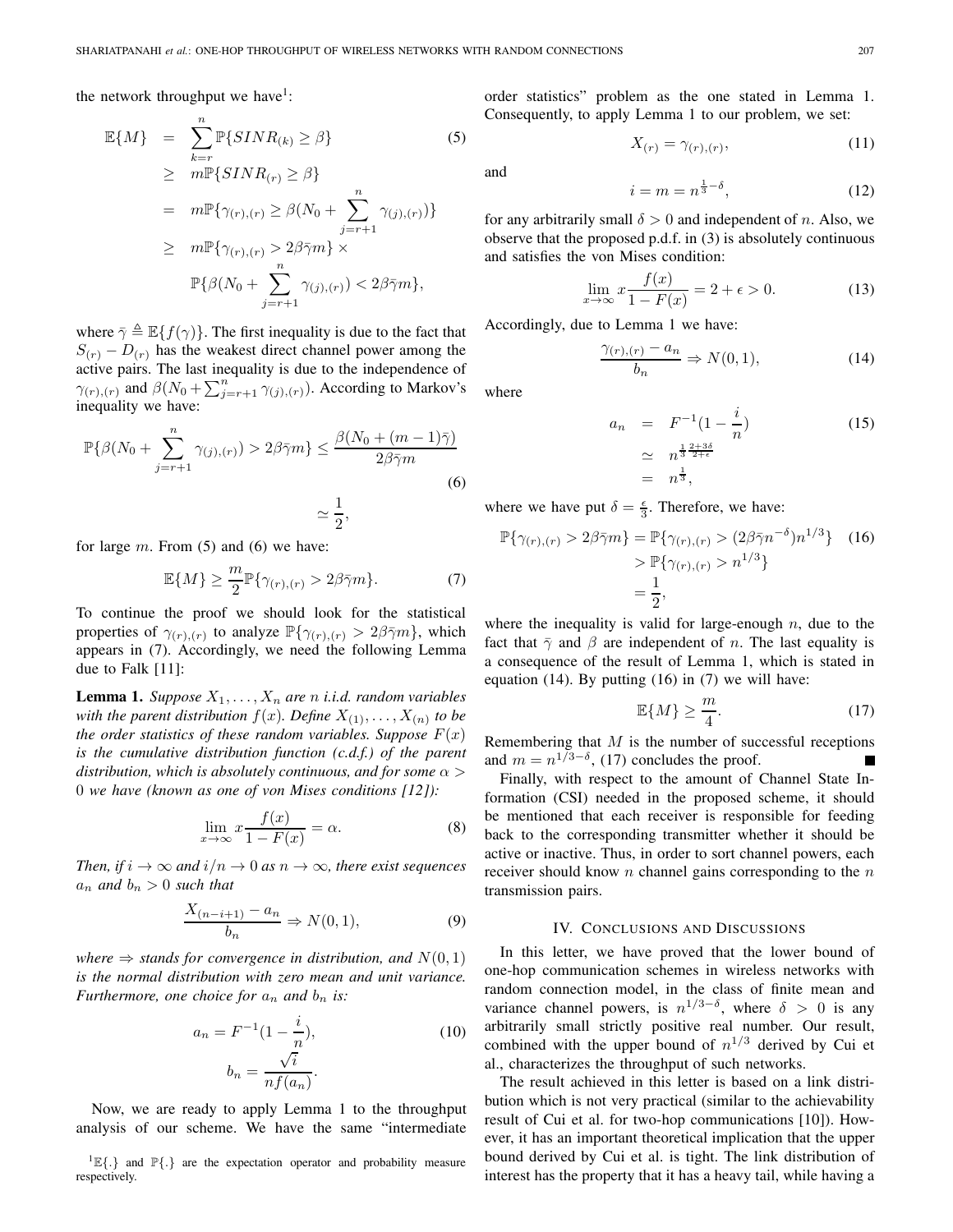the network throughput we have[1]:

$$
\begin{aligned}
\mathbb{E}\{M\} &= \sum_{k=r}^{n} \mathbb{P}\{SINR_{(k)} \geq \beta\} \qquad (5)\\
&\geq m\mathbb{P}\{SINR_{(r)} \geq \beta\} \\
&= m\mathbb{P}\{\gamma_{(r),(r)} \geq \beta(N_0 + \sum_{j=r+1}^{n} \gamma_{(j),(r)})\} \\
&\geq m\mathbb{P}\{\gamma_{(r),(r)} > 2\beta\bar{\gamma}m\} \times \\
&\quad \mathbb{P}\{\beta(N_0 + \sum_{j=r+1}^{n} \gamma_{(j),(r)}) < 2\beta\bar{\gamma}m\},
\end{aligned}
$$

where $\bar{\gamma} \triangleq \mathbb{E}\{f(\gamma)\}$. The first inequality is due to the fact that $S_{(r)} - D_{(r)}$ has the weakest direct channel power among the active pairs. The last inequality is due to the independence of $\gamma_{(r),(r)}$ and $\beta(N_0 + \sum_{j=r+1}^{n} \gamma_{(j),(r)})$. According to Markov's inequality we have:

$$
\begin{aligned}
\mathbb{P}\{\beta(N_0 + \sum_{j=r+1}^{n} \gamma_{(j),(r)}) > 2\beta\bar{\gamma}m\} &\leq \frac{\beta(N_0 + (m-1)\bar{\gamma})}{2\beta\bar{\gamma}m} \qquad (6)\\
&\simeq \frac{1}{2},
\end{aligned}
$$

for large $m$. From (5) and (6) we have:

$$
\mathbb{E}\{M\} \geq \frac{m}{2}\mathbb{P}\{\gamma_{(r),(r)} > 2\beta\bar{\gamma}m\}. \qquad (7)
$$

To continue the proof we should look for the statistical properties of $\gamma_{(r),(r)}$ to analyze $\mathbb{P}\{\gamma_{(r),(r)} > 2\beta\bar{\gamma}m\}$, which appears in (7). Accordingly, we need the following Lemma due to Falk [11]:

**Lemma 1.** *Suppose $X_1, \ldots, X_n$ are $n$ i.i.d. random variables with the parent distribution $f(x)$. Define $X_{(1)}, \ldots, X_{(n)}$ to be the order statistics of these random variables. Suppose $F(x)$ is the cumulative distribution function (c.d.f.) of the parent distribution, which is absolutely continuous, and for some $\alpha > 0$ we have (known as one of von Mises conditions [12]):*

$$
\lim_{x \to \infty} x\frac{f(x)}{1 - F(x)} = \alpha. \qquad (8)
$$

*Then, if $i \to \infty$ and $i/n \to 0$ as $n \to \infty$, there exist sequences $a_n$ and $b_n > 0$ such that*

$$
\frac{X_{(n-i+1)} - a_n}{b_n} \Rightarrow N(0, 1), \qquad (9)
$$

*where $\Rightarrow$ stands for convergence in distribution, and $N(0,1)$ is the normal distribution with zero mean and unit variance. Furthermore, one choice for $a_n$ and $b_n$ is:*

$$
\begin{aligned}
a_n &= F^{-1}(1 - \frac{i}{n}), \qquad (10)\\
b_n &= \frac{\sqrt{i}}{nf(a_n)}.
\end{aligned}
$$

Now, we are ready to apply Lemma 1 to the throughput analysis of our scheme. We have the same "intermediate order statistics" problem as the one stated in Lemma 1. Consequently, to apply Lemma 1 to our problem, we set:

$$
X_{(r)} = \gamma_{(r),(r)}, \qquad (11)
$$

and

$$
i = m = n^{\frac{1}{3} - \delta}, \qquad (12)
$$

for any arbitrarily small $\delta > 0$ and independent of $n$. Also, we observe that the proposed p.d.f. in (3) is absolutely continuous and satisfies the von Mises condition:

$$
\lim_{x \to \infty} x\frac{f(x)}{1 - F(x)} = 2 + \epsilon > 0. \qquad (13)
$$

Accordingly, due to Lemma 1 we have:

$$
\frac{\gamma_{(r),(r)} - a_n}{b_n} \Rightarrow N(0, 1), \qquad (14)
$$

where

$$
\begin{aligned}
a_n &= F^{-1}(1 - \frac{i}{n}) \qquad (15)\\
&\simeq n^{\frac{1}{3}\frac{2+3\delta}{2+\epsilon}} \\
&= n^{\frac{1}{3}},
\end{aligned}
$$

where we have put $\delta = \frac{\epsilon}{3}$. Therefore, we have:

$$
\begin{aligned}
\mathbb{P}\{\gamma_{(r),(r)} > 2\beta\bar{\gamma}m\} &= \mathbb{P}\{\gamma_{(r),(r)} > (2\beta\bar{\gamma}n^{-\delta})n^{1/3}\} \qquad (16)\\
&> \mathbb{P}\{\gamma_{(r),(r)} > n^{1/3}\} \\
&= \frac{1}{2},
\end{aligned}
$$

where the inequality is valid for large-enough $n$, due to the fact that $\bar{\gamma}$ and $\beta$ are independent of $n$. The last equality is a consequence of the result of Lemma 1, which is stated in equation (14). By putting (16) in (7) we will have:

$$
\mathbb{E}\{M\} \geq \frac{m}{4}. \qquad (17)
$$

Remembering that $M$ is the number of successful receptions and $m = n^{1/3-\delta}$, (17) concludes the proof. ■

Finally, with respect to the amount of Channel State Information (CSI) needed in the proposed scheme, it should be mentioned that each receiver is responsible for feeding back to the corresponding transmitter whether it should be active or inactive. Thus, in order to sort channel powers, each receiver should know $n$ channel gains corresponding to the $n$ transmission pairs.

## IV. Conclusions and Discussions

In this letter, we have proved that the lower bound of one-hop communication schemes in wireless networks with random connection model, in the class of finite mean and variance channel powers, is $n^{1/3-\delta}$, where $\delta > 0$ is any arbitrarily small strictly positive real number. Our result, combined with the upper bound of $n^{1/3}$ derived by Cui et al., characterizes the throughput of such networks.

The result achieved in this letter is based on a link distribution which is not very practical (similar to the achievability result of Cui et al. for two-hop communications [10]). However, it has an important theoretical implication that the upper bound derived by Cui et al. is tight. The link distribution of interest has the property that it has a heavy tail, while having a

[1] $\mathbb{E}\{.\}$ and $\mathbb{P}\{.\}$ are the expectation operator and probability measure respectively.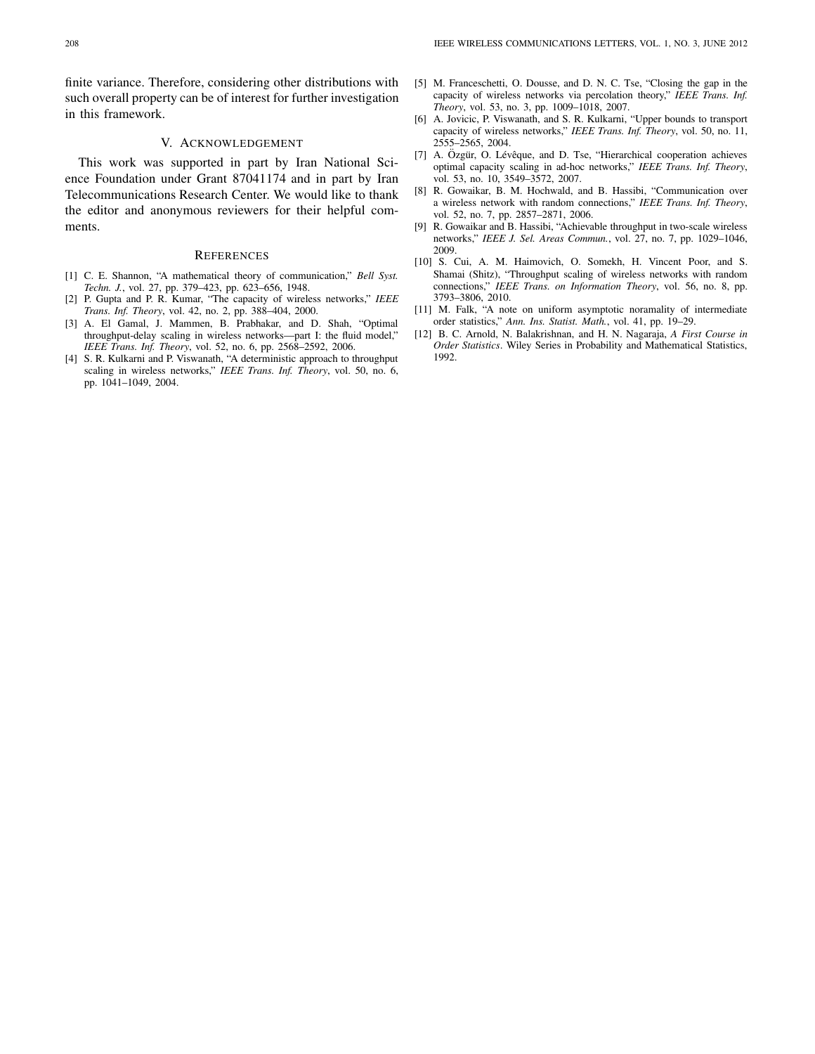finite variance. Therefore, considering other distributions with such overall property can be of interest for further investigation in this framework.

## V. Acknowledgement

This work was supported in part by Iran National Science Foundation under Grant 87041174 and in part by Iran Telecommunications Research Center. We would like to thank the editor and anonymous reviewers for their helpful comments.

## References

[1] C. E. Shannon, "A mathematical theory of communication," *Bell Syst. Techn. J.*, vol. 27, pp. 379–423, pp. 623–656, 1948.

[2] P. Gupta and P. R. Kumar, "The capacity of wireless networks," *IEEE Trans. Inf. Theory*, vol. 42, no. 2, pp. 388–404, 2000.

[3] A. El Gamal, J. Mammen, B. Prabhakar, and D. Shah, "Optimal throughput-delay scaling in wireless networks—part I: the fluid model," *IEEE Trans. Inf. Theory*, vol. 52, no. 6, pp. 2568–2592, 2006.

[4] S. R. Kulkarni and P. Viswanath, "A deterministic approach to throughput scaling in wireless networks," *IEEE Trans. Inf. Theory*, vol. 50, no. 6, pp. 1041–1049, 2004.

[5] M. Franceschetti, O. Dousse, and D. N. C. Tse, "Closing the gap in the capacity of wireless networks via percolation theory," *IEEE Trans. Inf. Theory*, vol. 53, no. 3, pp. 1009–1018, 2007.

[6] A. Jovicic, P. Viswanath, and S. R. Kulkarni, "Upper bounds to transport capacity of wireless networks," *IEEE Trans. Inf. Theory*, vol. 50, no. 11, 2555–2565, 2004.

[7] A. Özgür, O. Lévêque, and D. Tse, "Hierarchical cooperation achieves optimal capacity scaling in ad-hoc networks," *IEEE Trans. Inf. Theory*, vol. 53, no. 10, 3549–3572, 2007.

[8] R. Gowaikar, B. M. Hochwald, and B. Hassibi, "Communication over a wireless network with random connections," *IEEE Trans. Inf. Theory*, vol. 52, no. 7, pp. 2857–2871, 2006.

[9] R. Gowaikar and B. Hassibi, "Achievable throughput in two-scale wireless networks," *IEEE J. Sel. Areas Commun.*, vol. 27, no. 7, pp. 1029–1046, 2009.

[10] S. Cui, A. M. Haimovich, O. Somekh, H. Vincent Poor, and S. Shamai (Shitz), "Throughput scaling of wireless networks with random connections," *IEEE Trans. on Information Theory*, vol. 56, no. 8, pp. 3793–3806, 2010.

[11] M. Falk, "A note on uniform asymptotic noramality of intermediate order statistics," *Ann. Ins. Statist. Math.*, vol. 41, pp. 19–29.

[12] B. C. Arnold, N. Balakrishnan, and H. N. Nagaraja, *A First Course in Order Statistics*. Wiley Series in Probability and Mathematical Statistics, 1992.